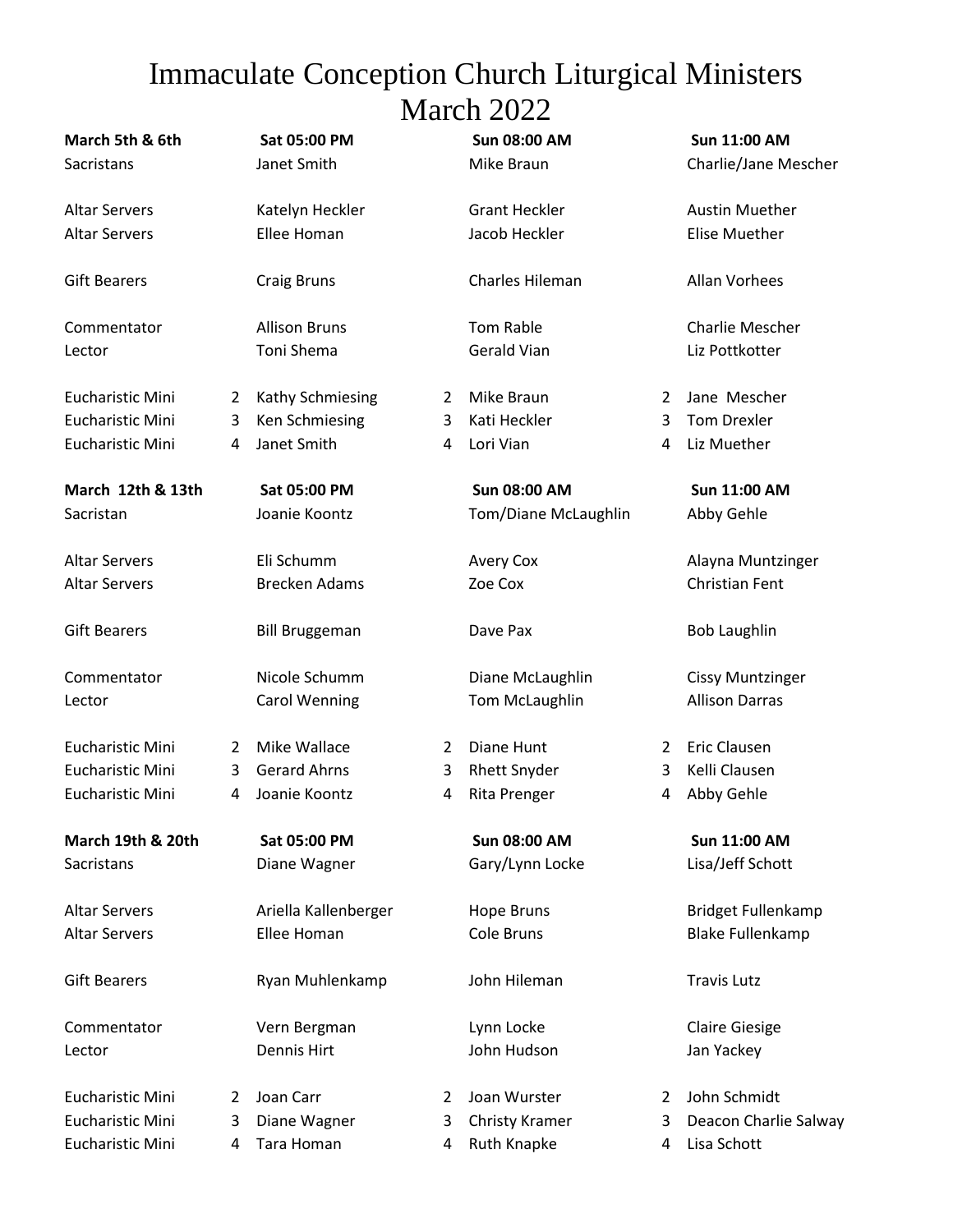# Immaculate Conception Church Liturgical Ministers
# March 2022

| **March 5th & 6th** | | **Sat 05:00 PM** | | **Sun 08:00 AM** | | **Sun 11:00 AM** |
|---|---|---|---|---|---|---|
| Sacristans | | Janet Smith | | Mike Braun | | Charlie/Jane Mescher |
| Altar Servers | | Katelyn Heckler | | Grant Heckler | | Austin Muether |
| Altar Servers | | Ellee Homan | | Jacob Heckler | | Elise Muether |
| Gift Bearers | | Craig Bruns | | Charles Hileman | | Allan Vorhees |
| Commentator | | Allison Bruns | | Tom Rable | | Charlie Mescher |
| Lector | | Toni Shema | | Gerald Vian | | Liz Pottkotter |
| Eucharistic Mini | 2 | Kathy Schmiesing | 2 | Mike Braun | 2 | Jane Mescher |
| Eucharistic Mini | 3 | Ken Schmiesing | 3 | Kati Heckler | 3 | Tom Drexler |
| Eucharistic Mini | 4 | Janet Smith | 4 | Lori Vian | 4 | Liz Muether |

| **March 12th & 13th** | | **Sat 05:00 PM** | | **Sun 08:00 AM** | | **Sun 11:00 AM** |
|---|---|---|---|---|---|---|
| Sacristan | | Joanie Koontz | | Tom/Diane McLaughlin | | Abby Gehle |
| Altar Servers | | Eli Schumm | | Avery Cox | | Alayna Muntzinger |
| Altar Servers | | Brecken Adams | | Zoe Cox | | Christian Fent |
| Gift Bearers | | Bill Bruggeman | | Dave Pax | | Bob Laughlin |
| Commentator | | Nicole Schumm | | Diane McLaughlin | | Cissy Muntzinger |
| Lector | | Carol Wenning | | Tom McLaughlin | | Allison Darras |
| Eucharistic Mini | 2 | Mike Wallace | 2 | Diane Hunt | 2 | Eric Clausen |
| Eucharistic Mini | 3 | Gerard Ahrns | 3 | Rhett Snyder | 3 | Kelli Clausen |
| Eucharistic Mini | 4 | Joanie Koontz | 4 | Rita Prenger | 4 | Abby Gehle |

| **March 19th & 20th** | | **Sat 05:00 PM** | | **Sun 08:00 AM** | | **Sun 11:00 AM** |
|---|---|---|---|---|---|---|
| Sacristans | | Diane Wagner | | Gary/Lynn Locke | | Lisa/Jeff Schott |
| Altar Servers | | Ariella Kallenberger | | Hope Bruns | | Bridget Fullenkamp |
| Altar Servers | | Ellee Homan | | Cole Bruns | | Blake Fullenkamp |
| Gift Bearers | | Ryan Muhlenkamp | | John Hileman | | Travis Lutz |
| Commentator | | Vern Bergman | | Lynn Locke | | Claire Giesige |
| Lector | | Dennis Hirt | | John Hudson | | Jan Yackey |
| Eucharistic Mini | 2 | Joan Carr | 2 | Joan Wurster | 2 | John Schmidt |
| Eucharistic Mini | 3 | Diane Wagner | 3 | Christy Kramer | 3 | Deacon Charlie Salway |
| Eucharistic Mini | 4 | Tara Homan | 4 | Ruth Knapke | 4 | Lisa Schott |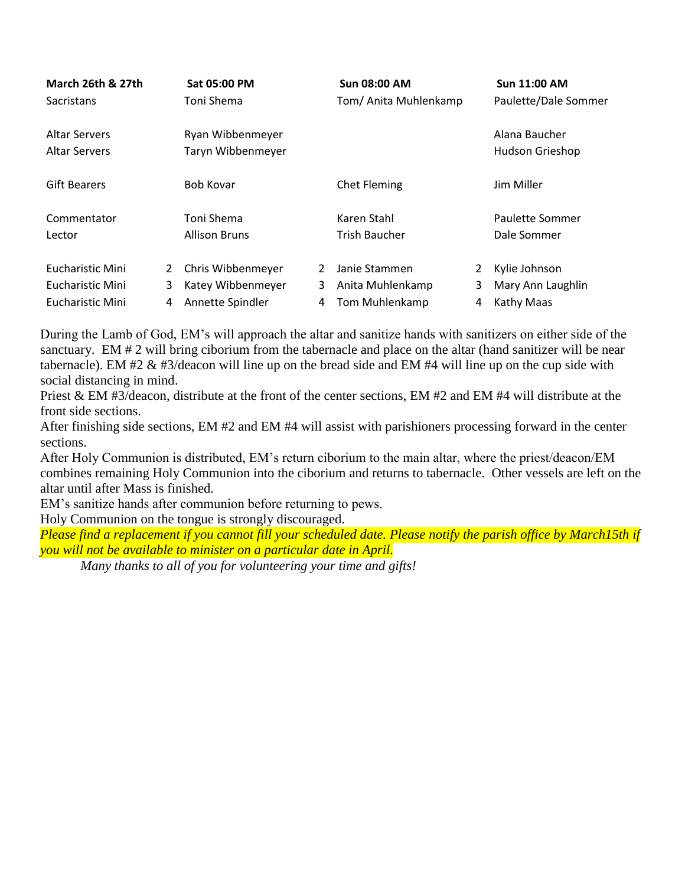| March 26th & 27th | | Sat 05:00 PM | | Sun 08:00 AM | | Sun 11:00 AM |
|---|---|---|---|---|---|---|
| Sacristans | | Toni Shema | | Tom/ Anita Muhlenkamp | | Paulette/Dale Sommer |
| Altar Servers | | Ryan Wibbenmeyer | | | | Alana Baucher |
| Altar Servers | | Taryn Wibbenmeyer | | | | Hudson Grieshop |
| Gift Bearers | | Bob Kovar | | Chet Fleming | | Jim Miller |
| Commentator | | Toni Shema | | Karen Stahl | | Paulette Sommer |
| Lector | | Allison Bruns | | Trish Baucher | | Dale Sommer |
| Eucharistic Mini | 2 | Chris Wibbenmeyer | 2 | Janie Stammen | 2 | Kylie Johnson |
| Eucharistic Mini | 3 | Katey Wibbenmeyer | 3 | Anita Muhlenkamp | 3 | Mary Ann Laughlin |
| Eucharistic Mini | 4 | Annette Spindler | 4 | Tom Muhlenkamp | 4 | Kathy Maas |

During the Lamb of God, EM's will approach the altar and sanitize hands with sanitizers on either side of the sanctuary. EM # 2 will bring ciborium from the tabernacle and place on the altar (hand sanitizer will be near tabernacle). EM #2 & #3/deacon will line up on the bread side and EM #4 will line up on the cup side with social distancing in mind.

Priest & EM #3/deacon, distribute at the front of the center sections, EM #2 and EM #4 will distribute at the front side sections.

After finishing side sections, EM #2 and EM #4 will assist with parishioners processing forward in the center sections.

After Holy Communion is distributed, EM's return ciborium to the main altar, where the priest/deacon/EM combines remaining Holy Communion into the ciborium and returns to tabernacle. Other vessels are left on the altar until after Mass is finished.

EM's sanitize hands after communion before returning to pews.

Holy Communion on the tongue is strongly discouraged.

*Please find a replacement if you cannot fill your scheduled date. Please notify the parish office by March15th if you will not be available to minister on a particular date in April.*

*Many thanks to all of you for volunteering your time and gifts!*